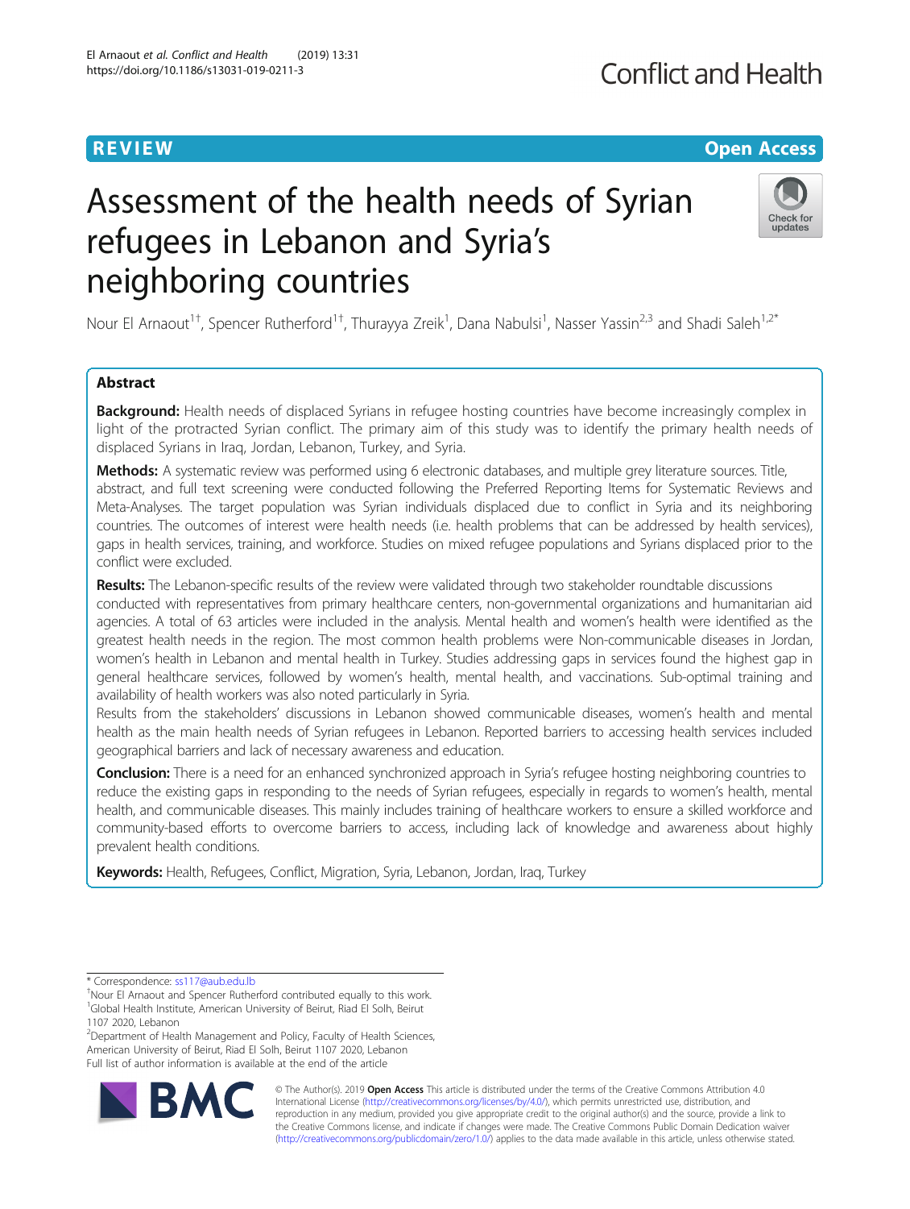REVIEW

Open Access

# Assessment of the health needs of Syrian refugees in Lebanon and Syria's neighboring countries

Nour El Arnaout[1†], Spencer Rutherford[1†], Thurayya Zreik[1], Dana Nabulsi[1], Nasser Yassin[2,3] and Shadi Saleh[1,2*]

## Abstract

**Background:** Health needs of displaced Syrians in refugee hosting countries have become increasingly complex in light of the protracted Syrian conflict. The primary aim of this study was to identify the primary health needs of displaced Syrians in Iraq, Jordan, Lebanon, Turkey, and Syria.

**Methods:** A systematic review was performed using 6 electronic databases, and multiple grey literature sources. Title, abstract, and full text screening were conducted following the Preferred Reporting Items for Systematic Reviews and Meta-Analyses. The target population was Syrian individuals displaced due to conflict in Syria and its neighboring countries. The outcomes of interest were health needs (i.e. health problems that can be addressed by health services), gaps in health services, training, and workforce. Studies on mixed refugee populations and Syrians displaced prior to the conflict were excluded.

**Results:** The Lebanon-specific results of the review were validated through two stakeholder roundtable discussions conducted with representatives from primary healthcare centers, non-governmental organizations and humanitarian aid agencies. A total of 63 articles were included in the analysis. Mental health and women's health were identified as the greatest health needs in the region. The most common health problems were Non-communicable diseases in Jordan, women's health in Lebanon and mental health in Turkey. Studies addressing gaps in services found the highest gap in general healthcare services, followed by women's health, mental health, and vaccinations. Sub-optimal training and availability of health workers was also noted particularly in Syria.

Results from the stakeholders' discussions in Lebanon showed communicable diseases, women's health and mental health as the main health needs of Syrian refugees in Lebanon. Reported barriers to accessing health services included geographical barriers and lack of necessary awareness and education.

**Conclusion:** There is a need for an enhanced synchronized approach in Syria's refugee hosting neighboring countries to reduce the existing gaps in responding to the needs of Syrian refugees, especially in regards to women's health, mental health, and communicable diseases. This mainly includes training of healthcare workers to ensure a skilled workforce and community-based efforts to overcome barriers to access, including lack of knowledge and awareness about highly prevalent health conditions.

**Keywords:** Health, Refugees, Conflict, Migration, Syria, Lebanon, Jordan, Iraq, Turkey

---

\* Correspondence: ss117@aub.edu.lb

†Nour El Arnaout and Spencer Rutherford contributed equally to this work.

[1]Global Health Institute, American University of Beirut, Riad El Solh, Beirut 1107 2020, Lebanon

[2]Department of Health Management and Policy, Faculty of Health Sciences, American University of Beirut, Riad El Solh, Beirut 1107 2020, Lebanon

Full list of author information is available at the end of the article

© The Author(s). 2019 **Open Access** This article is distributed under the terms of the Creative Commons Attribution 4.0 International License (http://creativecommons.org/licenses/by/4.0/), which permits unrestricted use, distribution, and reproduction in any medium, provided you give appropriate credit to the original author(s) and the source, provide a link to the Creative Commons license, and indicate if changes were made. The Creative Commons Public Domain Dedication waiver (http://creativecommons.org/publicdomain/zero/1.0/) applies to the data made available in this article, unless otherwise stated.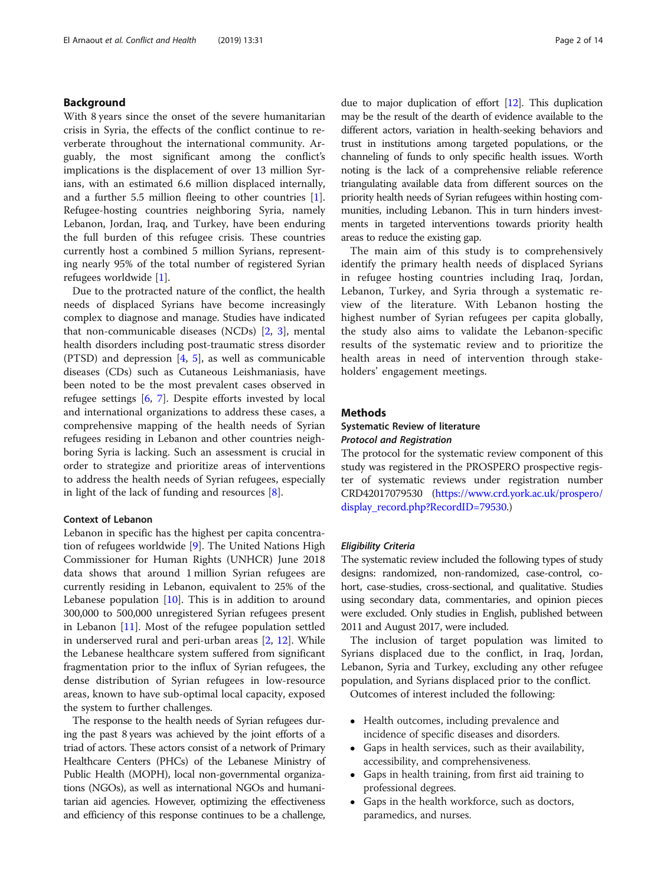## Background

With 8 years since the onset of the severe humanitarian crisis in Syria, the effects of the conflict continue to reverberate throughout the international community. Arguably, the most significant among the conflict's implications is the displacement of over 13 million Syrians, with an estimated 6.6 million displaced internally, and a further 5.5 million fleeing to other countries [1]. Refugee-hosting countries neighboring Syria, namely Lebanon, Jordan, Iraq, and Turkey, have been enduring the full burden of this refugee crisis. These countries currently host a combined 5 million Syrians, representing nearly 95% of the total number of registered Syrian refugees worldwide [1].

Due to the protracted nature of the conflict, the health needs of displaced Syrians have become increasingly complex to diagnose and manage. Studies have indicated that non-communicable diseases (NCDs) [2, 3], mental health disorders including post-traumatic stress disorder (PTSD) and depression [4, 5], as well as communicable diseases (CDs) such as Cutaneous Leishmaniasis, have been noted to be the most prevalent cases observed in refugee settings [6, 7]. Despite efforts invested by local and international organizations to address these cases, a comprehensive mapping of the health needs of Syrian refugees residing in Lebanon and other countries neighboring Syria is lacking. Such an assessment is crucial in order to strategize and prioritize areas of interventions to address the health needs of Syrian refugees, especially in light of the lack of funding and resources [8].

### Context of Lebanon

Lebanon in specific has the highest per capita concentration of refugees worldwide [9]. The United Nations High Commissioner for Human Rights (UNHCR) June 2018 data shows that around 1 million Syrian refugees are currently residing in Lebanon, equivalent to 25% of the Lebanese population [10]. This is in addition to around 300,000 to 500,000 unregistered Syrian refugees present in Lebanon [11]. Most of the refugee population settled in underserved rural and peri-urban areas [2, 12]. While the Lebanese healthcare system suffered from significant fragmentation prior to the influx of Syrian refugees, the dense distribution of Syrian refugees in low-resource areas, known to have sub-optimal local capacity, exposed the system to further challenges.

The response to the health needs of Syrian refugees during the past 8 years was achieved by the joint efforts of a triad of actors. These actors consist of a network of Primary Healthcare Centers (PHCs) of the Lebanese Ministry of Public Health (MOPH), local non-governmental organizations (NGOs), as well as international NGOs and humanitarian aid agencies. However, optimizing the effectiveness and efficiency of this response continues to be a challenge, due to major duplication of effort [12]. This duplication may be the result of the dearth of evidence available to the different actors, variation in health-seeking behaviors and trust in institutions among targeted populations, or the channeling of funds to only specific health issues. Worth noting is the lack of a comprehensive reliable reference triangulating available data from different sources on the priority health needs of Syrian refugees within hosting communities, including Lebanon. This in turn hinders investments in targeted interventions towards priority health areas to reduce the existing gap.

The main aim of this study is to comprehensively identify the primary health needs of displaced Syrians in refugee hosting countries including Iraq, Jordan, Lebanon, Turkey, and Syria through a systematic review of the literature. With Lebanon hosting the highest number of Syrian refugees per capita globally, the study also aims to validate the Lebanon-specific results of the systematic review and to prioritize the health areas in need of intervention through stakeholders' engagement meetings.

## Methods

### Systematic Review of literature

#### *Protocol and Registration*

The protocol for the systematic review component of this study was registered in the PROSPERO prospective register of systematic reviews under registration number CRD42017079530 (https://www.crd.york.ac.uk/prospero/display_record.php?RecordID=79530.)

#### *Eligibility Criteria*

The systematic review included the following types of study designs: randomized, non-randomized, case-control, cohort, case-studies, cross-sectional, and qualitative. Studies using secondary data, commentaries, and opinion pieces were excluded. Only studies in English, published between 2011 and August 2017, were included.

The inclusion of target population was limited to Syrians displaced due to the conflict, in Iraq, Jordan, Lebanon, Syria and Turkey, excluding any other refugee population, and Syrians displaced prior to the conflict.

Outcomes of interest included the following:

- Health outcomes, including prevalence and incidence of specific diseases and disorders.
- Gaps in health services, such as their availability, accessibility, and comprehensiveness.
- Gaps in health training, from first aid training to professional degrees.
- Gaps in the health workforce, such as doctors, paramedics, and nurses.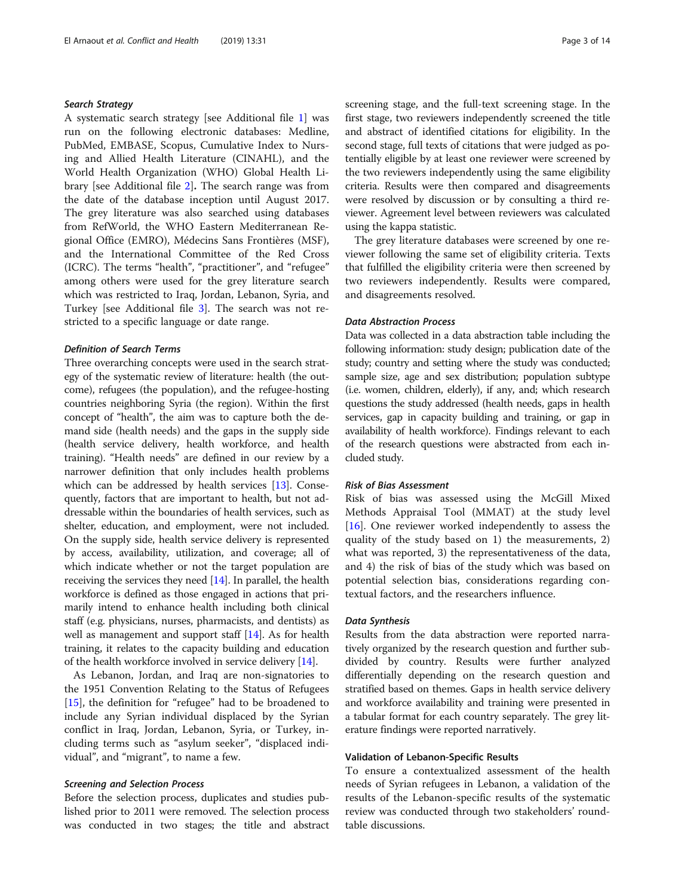### *Search Strategy*

A systematic search strategy [see Additional file 1] was run on the following electronic databases: Medline, PubMed, EMBASE, Scopus, Cumulative Index to Nursing and Allied Health Literature (CINAHL), and the World Health Organization (WHO) Global Health Library [see Additional file 2]**.** The search range was from the date of the database inception until August 2017. The grey literature was also searched using databases from RefWorld, the WHO Eastern Mediterranean Regional Office (EMRO), Médecins Sans Frontières (MSF), and the International Committee of the Red Cross (ICRC). The terms "health", "practitioner", and "refugee" among others were used for the grey literature search which was restricted to Iraq, Jordan, Lebanon, Syria, and Turkey [see Additional file 3]. The search was not restricted to a specific language or date range.

### *Definition of Search Terms*

Three overarching concepts were used in the search strategy of the systematic review of literature: health (the outcome), refugees (the population), and the refugee-hosting countries neighboring Syria (the region). Within the first concept of "health", the aim was to capture both the demand side (health needs) and the gaps in the supply side (health service delivery, health workforce, and health training). "Health needs" are defined in our review by a narrower definition that only includes health problems which can be addressed by health services [13]. Consequently, factors that are important to health, but not addressable within the boundaries of health services, such as shelter, education, and employment, were not included. On the supply side, health service delivery is represented by access, availability, utilization, and coverage; all of which indicate whether or not the target population are receiving the services they need [14]. In parallel, the health workforce is defined as those engaged in actions that primarily intend to enhance health including both clinical staff (e.g. physicians, nurses, pharmacists, and dentists) as well as management and support staff [14]. As for health training, it relates to the capacity building and education of the health workforce involved in service delivery [14].

As Lebanon, Jordan, and Iraq are non-signatories to the 1951 Convention Relating to the Status of Refugees [15], the definition for "refugee" had to be broadened to include any Syrian individual displaced by the Syrian conflict in Iraq, Jordan, Lebanon, Syria, or Turkey, including terms such as "asylum seeker", "displaced individual", and "migrant", to name a few.

### *Screening and Selection Process*

Before the selection process, duplicates and studies published prior to 2011 were removed. The selection process was conducted in two stages; the title and abstract screening stage, and the full-text screening stage. In the first stage, two reviewers independently screened the title and abstract of identified citations for eligibility. In the second stage, full texts of citations that were judged as potentially eligible by at least one reviewer were screened by the two reviewers independently using the same eligibility criteria. Results were then compared and disagreements were resolved by discussion or by consulting a third reviewer. Agreement level between reviewers was calculated using the kappa statistic.

The grey literature databases were screened by one reviewer following the same set of eligibility criteria. Texts that fulfilled the eligibility criteria were then screened by two reviewers independently. Results were compared, and disagreements resolved.

### *Data Abstraction Process*

Data was collected in a data abstraction table including the following information: study design; publication date of the study; country and setting where the study was conducted; sample size, age and sex distribution; population subtype (i.e. women, children, elderly), if any, and; which research questions the study addressed (health needs, gaps in health services, gap in capacity building and training, or gap in availability of health workforce). Findings relevant to each of the research questions were abstracted from each included study.

### *Risk of Bias Assessment*

Risk of bias was assessed using the McGill Mixed Methods Appraisal Tool (MMAT) at the study level [16]. One reviewer worked independently to assess the quality of the study based on 1) the measurements, 2) what was reported, 3) the representativeness of the data, and 4) the risk of bias of the study which was based on potential selection bias, considerations regarding contextual factors, and the researchers influence.

### *Data Synthesis*

Results from the data abstraction were reported narratively organized by the research question and further subdivided by country. Results were further analyzed differentially depending on the research question and stratified based on themes. Gaps in health service delivery and workforce availability and training were presented in a tabular format for each country separately. The grey literature findings were reported narratively.

### Validation of Lebanon-Specific Results

To ensure a contextualized assessment of the health needs of Syrian refugees in Lebanon, a validation of the results of the Lebanon-specific results of the systematic review was conducted through two stakeholders' roundtable discussions.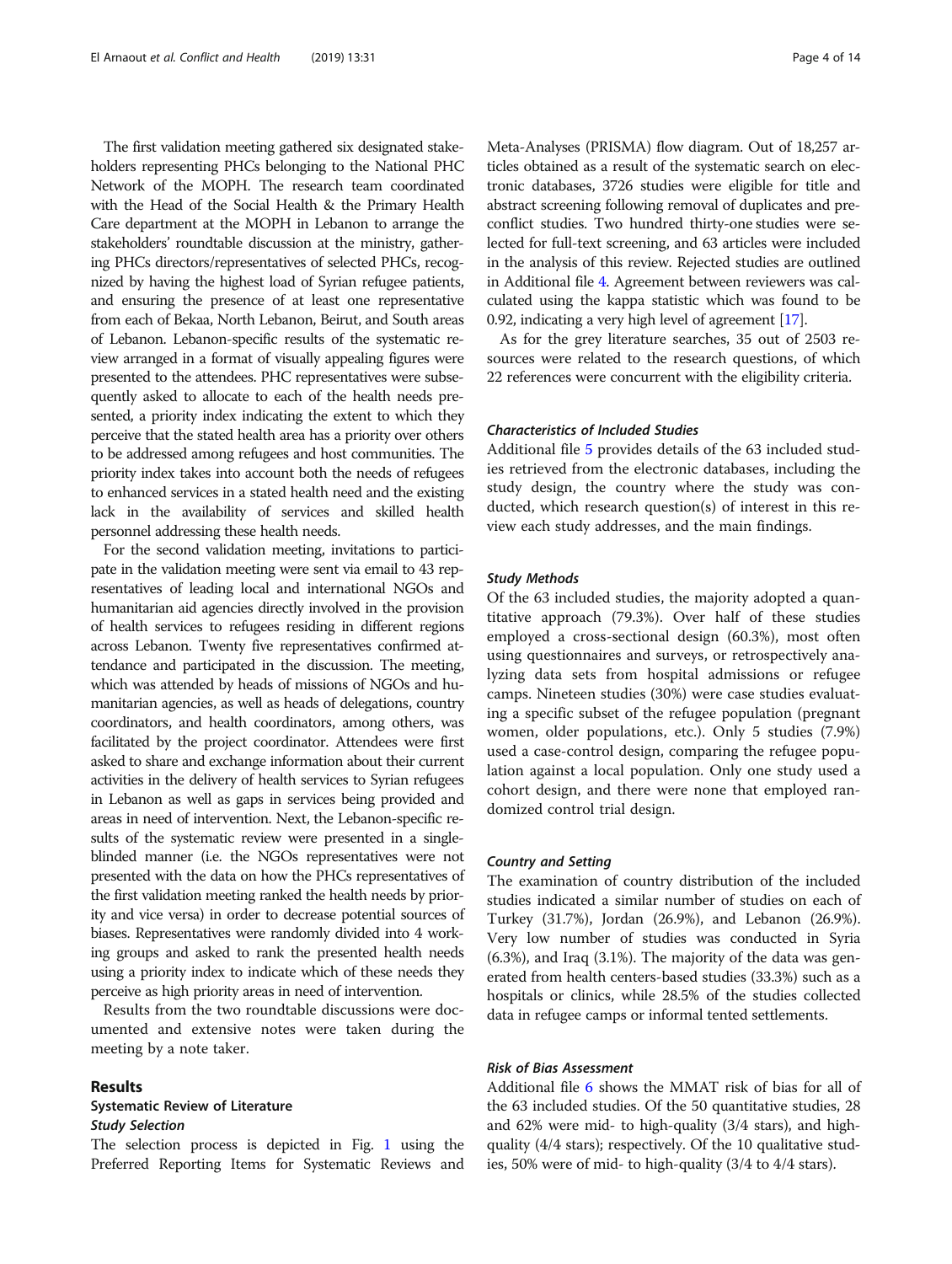The first validation meeting gathered six designated stakeholders representing PHCs belonging to the National PHC Network of the MOPH. The research team coordinated with the Head of the Social Health & the Primary Health Care department at the MOPH in Lebanon to arrange the stakeholders' roundtable discussion at the ministry, gathering PHCs directors/representatives of selected PHCs, recognized by having the highest load of Syrian refugee patients, and ensuring the presence of at least one representative from each of Bekaa, North Lebanon, Beirut, and South areas of Lebanon. Lebanon-specific results of the systematic review arranged in a format of visually appealing figures were presented to the attendees. PHC representatives were subsequently asked to allocate to each of the health needs presented, a priority index indicating the extent to which they perceive that the stated health area has a priority over others to be addressed among refugees and host communities. The priority index takes into account both the needs of refugees to enhanced services in a stated health need and the existing lack in the availability of services and skilled health personnel addressing these health needs.

For the second validation meeting, invitations to participate in the validation meeting were sent via email to 43 representatives of leading local and international NGOs and humanitarian aid agencies directly involved in the provision of health services to refugees residing in different regions across Lebanon. Twenty five representatives confirmed attendance and participated in the discussion. The meeting, which was attended by heads of missions of NGOs and humanitarian agencies, as well as heads of delegations, country coordinators, and health coordinators, among others, was facilitated by the project coordinator. Attendees were first asked to share and exchange information about their current activities in the delivery of health services to Syrian refugees in Lebanon as well as gaps in services being provided and areas in need of intervention. Next, the Lebanon-specific results of the systematic review were presented in a single-blinded manner (i.e. the NGOs representatives were not presented with the data on how the PHCs representatives of the first validation meeting ranked the health needs by priority and vice versa) in order to decrease potential sources of biases. Representatives were randomly divided into 4 working groups and asked to rank the presented health needs using a priority index to indicate which of these needs they perceive as high priority areas in need of intervention.

Results from the two roundtable discussions were documented and extensive notes were taken during the meeting by a note taker.

## Results

### Systematic Review of Literature

#### *Study Selection*

The selection process is depicted in Fig. 1 using the Preferred Reporting Items for Systematic Reviews and Meta-Analyses (PRISMA) flow diagram. Out of 18,257 articles obtained as a result of the systematic search on electronic databases, 3726 studies were eligible for title and abstract screening following removal of duplicates and pre-conflict studies. Two hundred thirty-one studies were selected for full-text screening, and 63 articles were included in the analysis of this review. Rejected studies are outlined in Additional file 4. Agreement between reviewers was calculated using the kappa statistic which was found to be 0.92, indicating a very high level of agreement [17].

As for the grey literature searches, 35 out of 2503 resources were related to the research questions, of which 22 references were concurrent with the eligibility criteria.

#### *Characteristics of Included Studies*

Additional file 5 provides details of the 63 included studies retrieved from the electronic databases, including the study design, the country where the study was conducted, which research question(s) of interest in this review each study addresses, and the main findings.

#### *Study Methods*

Of the 63 included studies, the majority adopted a quantitative approach (79.3%). Over half of these studies employed a cross-sectional design (60.3%), most often using questionnaires and surveys, or retrospectively analyzing data sets from hospital admissions or refugee camps. Nineteen studies (30%) were case studies evaluating a specific subset of the refugee population (pregnant women, older populations, etc.). Only 5 studies (7.9%) used a case-control design, comparing the refugee population against a local population. Only one study used a cohort design, and there were none that employed randomized control trial design.

#### *Country and Setting*

The examination of country distribution of the included studies indicated a similar number of studies on each of Turkey (31.7%), Jordan (26.9%), and Lebanon (26.9%). Very low number of studies was conducted in Syria (6.3%), and Iraq (3.1%). The majority of the data was generated from health centers-based studies (33.3%) such as a hospitals or clinics, while 28.5% of the studies collected data in refugee camps or informal tented settlements.

#### *Risk of Bias Assessment*

Additional file 6 shows the MMAT risk of bias for all of the 63 included studies. Of the 50 quantitative studies, 28 and 62% were mid- to high-quality (3/4 stars), and high-quality (4/4 stars); respectively. Of the 10 qualitative studies, 50% were of mid- to high-quality (3/4 to 4/4 stars).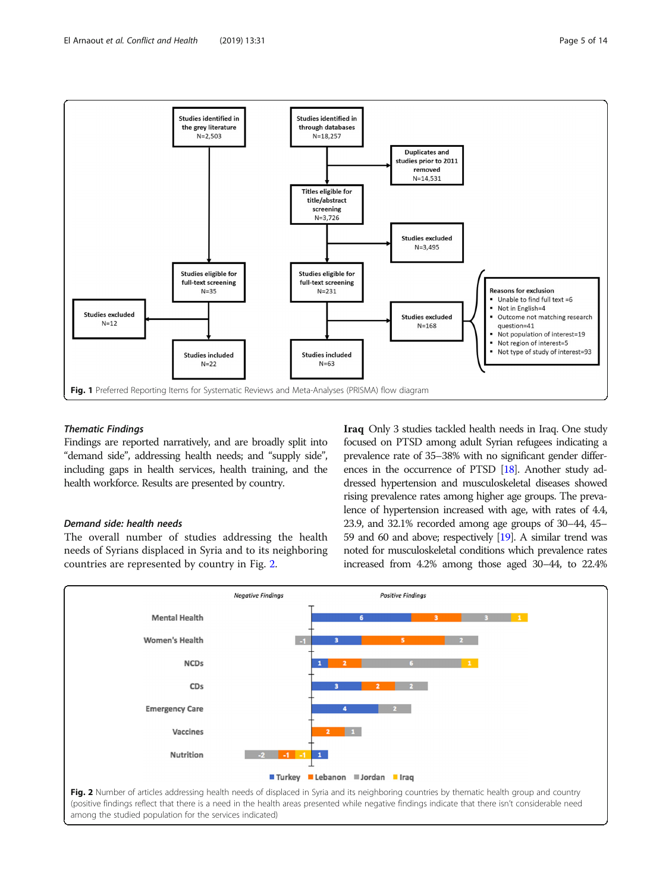Fig. 1 Preferred Reporting Items for Systematic Reviews and Meta-Analyses (PRISMA) flow diagram

### *Thematic Findings*

Findings are reported narratively, and are broadly split into "demand side", addressing health needs; and "supply side", including gaps in health services, health training, and the health workforce. Results are presented by country.

### *Demand side: health needs*

The overall number of studies addressing the health needs of Syrians displaced in Syria and to its neighboring countries are represented by country in Fig. 2.

**Iraq** Only 3 studies tackled health needs in Iraq. One study focused on PTSD among adult Syrian refugees indicating a prevalence rate of 35–38% with no significant gender differences in the occurrence of PTSD [18]. Another study addressed hypertension and musculoskeletal diseases showed rising prevalence rates among higher age groups. The prevalence of hypertension increased with age, with rates of 4.4, 23.9, and 32.1% recorded among age groups of 30–44, 45–59 and 60 and above; respectively [19]. A similar trend was noted for musculoskeletal conditions which prevalence rates increased from 4.2% among those aged 30–44, to 22.4%

Fig. 2 Number of articles addressing health needs of displaced in Syria and its neighboring countries by thematic health group and country (positive findings reflect that there is a need in the health areas presented while negative findings indicate that there isn't considerable need among the studied population for the services indicated)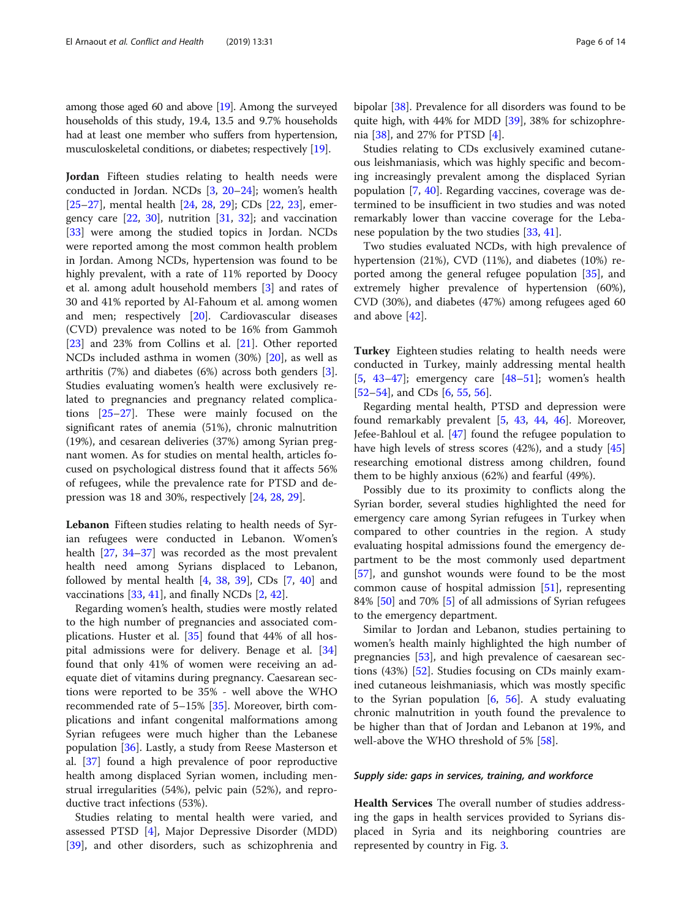among those aged 60 and above [19]. Among the surveyed households of this study, 19.4, 13.5 and 9.7% households had at least one member who suffers from hypertension, musculoskeletal conditions, or diabetes; respectively [19].

**Jordan** Fifteen studies relating to health needs were conducted in Jordan. NCDs [3, 20–24]; women's health [25–27], mental health [24, 28, 29]; CDs [22, 23], emergency care [22, 30], nutrition [31, 32]; and vaccination [33] were among the studied topics in Jordan. NCDs were reported among the most common health problem in Jordan. Among NCDs, hypertension was found to be highly prevalent, with a rate of 11% reported by Doocy et al. among adult household members [3] and rates of 30 and 41% reported by Al-Fahoum et al. among women and men; respectively [20]. Cardiovascular diseases (CVD) prevalence was noted to be 16% from Gammoh [23] and 23% from Collins et al. [21]. Other reported NCDs included asthma in women (30%) [20], as well as arthritis (7%) and diabetes (6%) across both genders [3]. Studies evaluating women's health were exclusively related to pregnancies and pregnancy related complications [25–27]. These were mainly focused on the significant rates of anemia (51%), chronic malnutrition (19%), and cesarean deliveries (37%) among Syrian pregnant women. As for studies on mental health, articles focused on psychological distress found that it affects 56% of refugees, while the prevalence rate for PTSD and depression was 18 and 30%, respectively [24, 28, 29].

**Lebanon** Fifteen studies relating to health needs of Syrian refugees were conducted in Lebanon. Women's health [27, 34–37] was recorded as the most prevalent health need among Syrians displaced to Lebanon, followed by mental health [4, 38, 39], CDs [7, 40] and vaccinations [33, 41], and finally NCDs [2, 42].

Regarding women's health, studies were mostly related to the high number of pregnancies and associated complications. Huster et al. [35] found that 44% of all hospital admissions were for delivery. Benage et al. [34] found that only 41% of women were receiving an adequate diet of vitamins during pregnancy. Caesarean sections were reported to be 35% - well above the WHO recommended rate of 5–15% [35]. Moreover, birth complications and infant congenital malformations among Syrian refugees were much higher than the Lebanese population [36]. Lastly, a study from Reese Masterson et al. [37] found a high prevalence of poor reproductive health among displaced Syrian women, including menstrual irregularities (54%), pelvic pain (52%), and reproductive tract infections (53%).

Studies relating to mental health were varied, and assessed PTSD [4], Major Depressive Disorder (MDD) [39], and other disorders, such as schizophrenia and bipolar [38]. Prevalence for all disorders was found to be quite high, with 44% for MDD [39], 38% for schizophrenia [38], and 27% for PTSD [4].

Studies relating to CDs exclusively examined cutaneous leishmaniasis, which was highly specific and becoming increasingly prevalent among the displaced Syrian population [7, 40]. Regarding vaccines, coverage was determined to be insufficient in two studies and was noted remarkably lower than vaccine coverage for the Lebanese population by the two studies [33, 41].

Two studies evaluated NCDs, with high prevalence of hypertension (21%), CVD (11%), and diabetes (10%) reported among the general refugee population [35], and extremely higher prevalence of hypertension (60%), CVD (30%), and diabetes (47%) among refugees aged 60 and above [42].

**Turkey** Eighteen studies relating to health needs were conducted in Turkey, mainly addressing mental health [5, 43–47]; emergency care [48–51]; women's health [52–54], and CDs [6, 55, 56].

Regarding mental health, PTSD and depression were found remarkably prevalent [5, 43, 44, 46]. Moreover, Jefee-Bahloul et al. [47] found the refugee population to have high levels of stress scores (42%), and a study [45] researching emotional distress among children, found them to be highly anxious (62%) and fearful (49%).

Possibly due to its proximity to conflicts along the Syrian border, several studies highlighted the need for emergency care among Syrian refugees in Turkey when compared to other countries in the region. A study evaluating hospital admissions found the emergency department to be the most commonly used department [57], and gunshot wounds were found to be the most common cause of hospital admission [51], representing 84% [50] and 70% [5] of all admissions of Syrian refugees to the emergency department.

Similar to Jordan and Lebanon, studies pertaining to women's health mainly highlighted the high number of pregnancies [53], and high prevalence of caesarean sections (43%) [52]. Studies focusing on CDs mainly examined cutaneous leishmaniasis, which was mostly specific to the Syrian population [6, 56]. A study evaluating chronic malnutrition in youth found the prevalence to be higher than that of Jordan and Lebanon at 19%, and well-above the WHO threshold of 5% [58].

### *Supply side: gaps in services, training, and workforce*

**Health Services** The overall number of studies addressing the gaps in health services provided to Syrians displaced in Syria and its neighboring countries are represented by country in Fig. 3.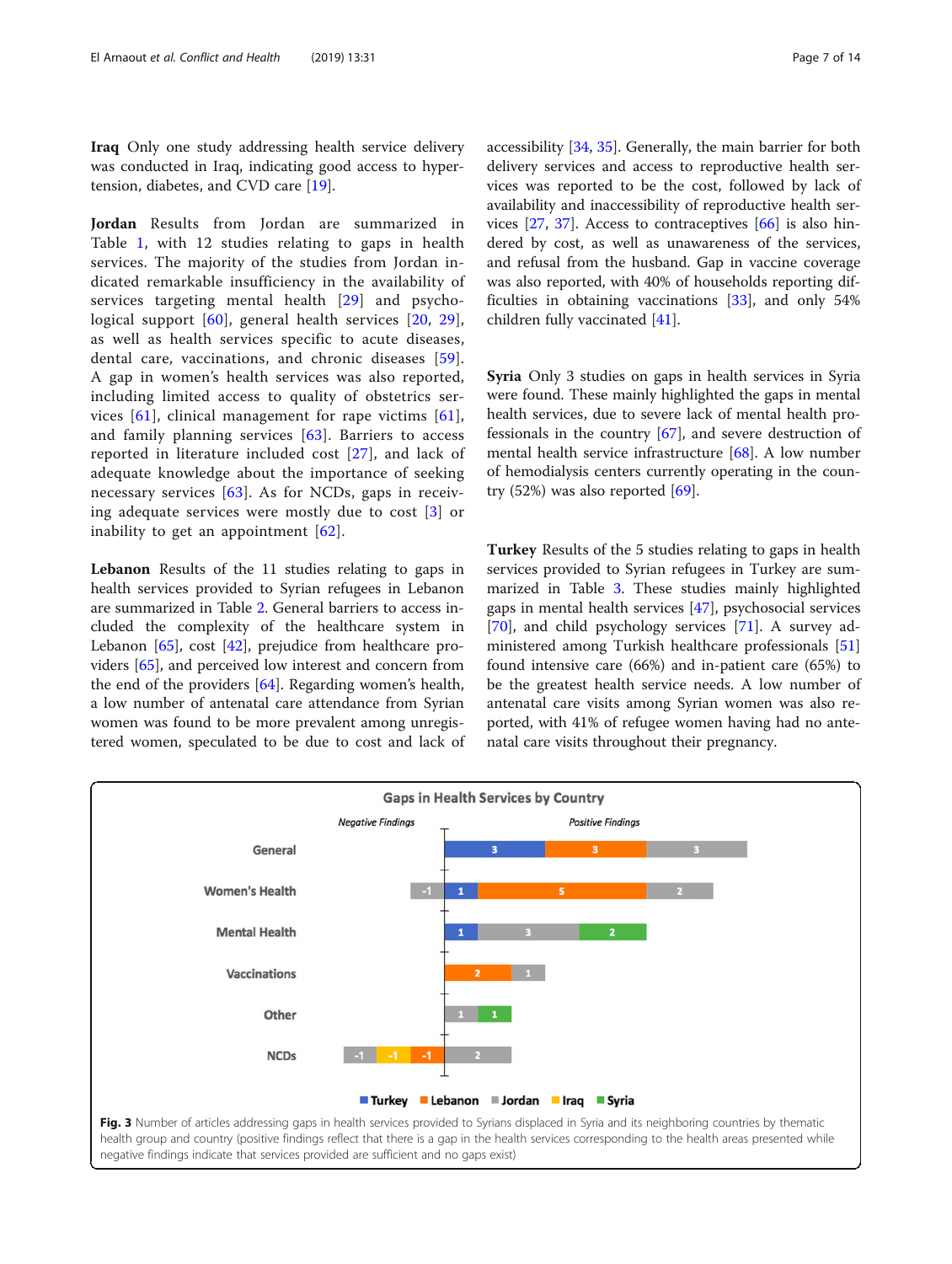**Iraq** Only one study addressing health service delivery was conducted in Iraq, indicating good access to hypertension, diabetes, and CVD care [19].

**Jordan** Results from Jordan are summarized in Table 1, with 12 studies relating to gaps in health services. The majority of the studies from Jordan indicated remarkable insufficiency in the availability of services targeting mental health [29] and psychological support [60], general health services [20, 29], as well as health services specific to acute diseases, dental care, vaccinations, and chronic diseases [59]. A gap in women's health services was also reported, including limited access to quality of obstetrics services [61], clinical management for rape victims [61], and family planning services [63]. Barriers to access reported in literature included cost [27], and lack of adequate knowledge about the importance of seeking necessary services [63]. As for NCDs, gaps in receiving adequate services were mostly due to cost [3] or inability to get an appointment [62].

**Lebanon** Results of the 11 studies relating to gaps in health services provided to Syrian refugees in Lebanon are summarized in Table 2. General barriers to access included the complexity of the healthcare system in Lebanon [65], cost [42], prejudice from healthcare providers [65], and perceived low interest and concern from the end of the providers [64]. Regarding women's health, a low number of antenatal care attendance from Syrian women was found to be more prevalent among unregistered women, speculated to be due to cost and lack of accessibility [34, 35]. Generally, the main barrier for both delivery services and access to reproductive health services was reported to be the cost, followed by lack of availability and inaccessibility of reproductive health services [27, 37]. Access to contraceptives [66] is also hindered by cost, as well as unawareness of the services, and refusal from the husband. Gap in vaccine coverage was also reported, with 40% of households reporting difficulties in obtaining vaccinations [33], and only 54% children fully vaccinated [41].

**Syria** Only 3 studies on gaps in health services in Syria were found. These mainly highlighted the gaps in mental health services, due to severe lack of mental health professionals in the country [67], and severe destruction of mental health service infrastructure [68]. A low number of hemodialysis centers currently operating in the country (52%) was also reported [69].

**Turkey** Results of the 5 studies relating to gaps in health services provided to Syrian refugees in Turkey are summarized in Table 3. These studies mainly highlighted gaps in mental health services [47], psychosocial services [70], and child psychology services [71]. A survey administered among Turkish healthcare professionals [51] found intensive care (66%) and in-patient care (65%) to be the greatest health service needs. A low number of antenatal care visits among Syrian women was also reported, with 41% of refugee women having had no antenatal care visits throughout their pregnancy.

**Gaps in Health Services by Country**

| Thematic group | Negative Findings | Positive Findings |
|---|---|---|
| General | | Turkey 3, Lebanon 3, Jordan 3 |
| Women's Health | Jordan -1 | Turkey 1, Lebanon 5, Jordan 2 |
| Mental Health | | Turkey 1, Jordan 3, Syria 2 |
| Vaccinations | | Lebanon 2, Jordan 1 |
| Other | | Jordan 1, Syria 1 |
| NCDs | Jordan -1, Iraq -1, Lebanon -1 | Jordan 2 |

**Fig. 3** Number of articles addressing gaps in health services provided to Syrians displaced in Syria and its neighboring countries by thematic health group and country (positive findings reflect that there is a gap in the health services corresponding to the health areas presented while negative findings indicate that services provided are sufficient and no gaps exist)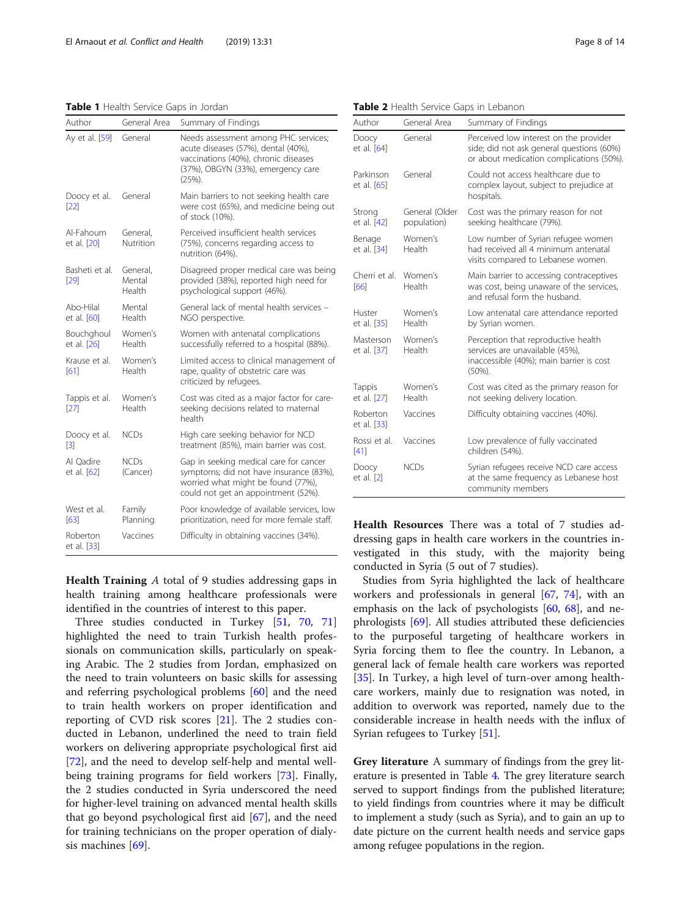**Table 1** Health Service Gaps in Jordan

| Author | General Area | Summary of Findings |
| --- | --- | --- |
| Ay et al. [59] | General | Needs assessment among PHC services; acute diseases (57%), dental (40%), vaccinations (40%), chronic diseases (37%), OBGYN (33%), emergency care (25%). |
| Doocy et al. [22] | General | Main barriers to not seeking health care were cost (65%), and medicine being out of stock (10%). |
| Al-Fahoum et al. [20] | General, Nutrition | Perceived insufficient health services (75%), concerns regarding access to nutrition (64%). |
| Basheti et al. [29] | General, Mental Health | Disagreed proper medical care was being provided (38%), reported high need for psychological support (46%). |
| Abo-Hilal et al. [60] | Mental Health | General lack of mental health services – NGO perspective. |
| Bouchghoul et al. [26] | Women's Health | Women with antenatal complications successfully referred to a hospital (88%). |
| Krause et al. [61] | Women's Health | Limited access to clinical management of rape, quality of obstetric care was criticized by refugees. |
| Tappis et al. [27] | Women's Health | Cost was cited as a major factor for care-seeking decisions related to maternal health |
| Doocy et al. [3] | NCDs | High care seeking behavior for NCD treatment (85%), main barrier was cost. |
| Al Qadire et al. [62] | NCDs (Cancer) | Gap in seeking medical care for cancer symptoms; did not have insurance (83%), worried what might be found (77%), could not get an appointment (52%). |
| West et al. [63] | Family Planning | Poor knowledge of available services, low prioritization, need for more female staff. |
| Roberton et al. [33] | Vaccines | Difficulty in obtaining vaccines (34%). |

**Health Training** *A* total of 9 studies addressing gaps in health training among healthcare professionals were identified in the countries of interest to this paper.

Three studies conducted in Turkey [51, 70, 71] highlighted the need to train Turkish health professionals on communication skills, particularly on speaking Arabic. The 2 studies from Jordan, emphasized on the need to train volunteers on basic skills for assessing and referring psychological problems [60] and the need to train health workers on proper identification and reporting of CVD risk scores [21]. The 2 studies conducted in Lebanon, underlined the need to train field workers on delivering appropriate psychological first aid [72], and the need to develop self-help and mental well-being training programs for field workers [73]. Finally, the 2 studies conducted in Syria underscored the need for higher-level training on advanced mental health skills that go beyond psychological first aid [67], and the need for training technicians on the proper operation of dialysis machines [69].

**Table 2** Health Service Gaps in Lebanon

| Author | General Area | Summary of Findings |
| --- | --- | --- |
| Doocy et al. [64] | General | Perceived low interest on the provider side; did not ask general questions (60%) or about medication complications (50%). |
| Parkinson et al. [65] | General | Could not access healthcare due to complex layout, subject to prejudice at hospitals. |
| Strong et al. [42] | General (Older population) | Cost was the primary reason for not seeking healthcare (79%). |
| Benage et al. [34] | Women's Health | Low number of Syrian refugee women had received all 4 minimum antenatal visits compared to Lebanese women. |
| Cherri et al. [66] | Women's Health | Main barrier to accessing contraceptives was cost, being unaware of the services, and refusal form the husband. |
| Huster et al. [35] | Women's Health | Low antenatal care attendance reported by Syrian women. |
| Masterson et al. [37] | Women's Health | Perception that reproductive health services are unavailable (45%), inaccessible (40%); main barrier is cost (50%). |
| Tappis et al. [27] | Women's Health | Cost was cited as the primary reason for not seeking delivery location. |
| Roberton et al. [33] | Vaccines | Difficulty obtaining vaccines (40%). |
| Rossi et al. [41] | Vaccines | Low prevalence of fully vaccinated children (54%). |
| Doocy et al. [2] | NCDs | Syrian refugees receive NCD care access at the same frequency as Lebanese host community members |

**Health Resources** There was a total of 7 studies addressing gaps in health care workers in the countries investigated in this study, with the majority being conducted in Syria (5 out of 7 studies).

Studies from Syria highlighted the lack of healthcare workers and professionals in general [67, 74], with an emphasis on the lack of psychologists [60, 68], and nephrologists [69]. All studies attributed these deficiencies to the purposeful targeting of healthcare workers in Syria forcing them to flee the country. In Lebanon, a general lack of female health care workers was reported [35]. In Turkey, a high level of turn-over among healthcare workers, mainly due to resignation was noted, in addition to overwork was reported, namely due to the considerable increase in health needs with the influx of Syrian refugees to Turkey [51].

**Grey literature** A summary of findings from the grey literature is presented in Table 4. The grey literature search served to support findings from the published literature; to yield findings from countries where it may be difficult to implement a study (such as Syria), and to gain an up to date picture on the current health needs and service gaps among refugee populations in the region.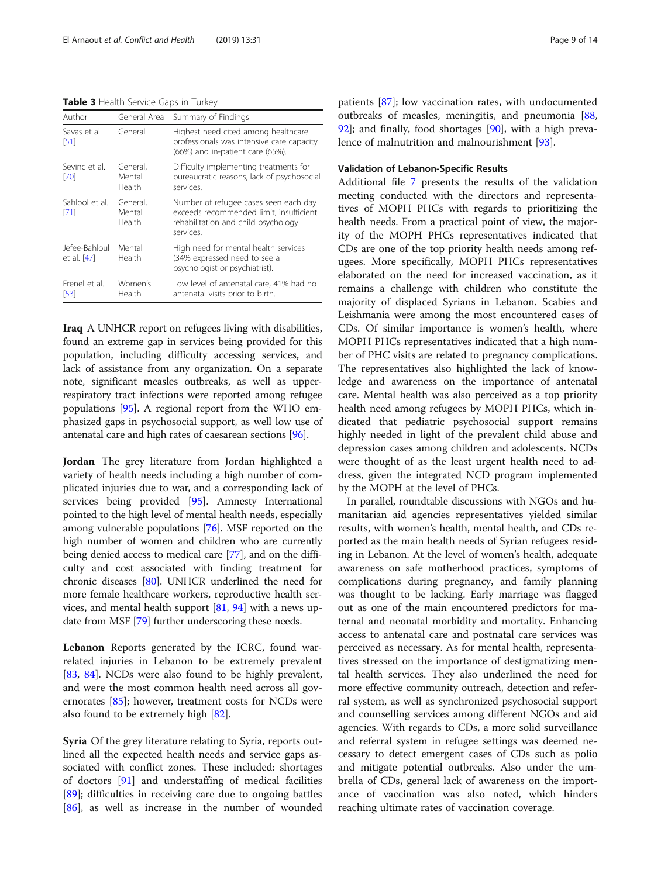**Table 3** Health Service Gaps in Turkey

| Author | General Area | Summary of Findings |
| --- | --- | --- |
| Savas et al. [51] | General | Highest need cited among healthcare professionals was intensive care capacity (66%) and in-patient care (65%). |
| Sevinc et al. [70] | General, Mental Health | Difficulty implementing treatments for bureaucratic reasons, lack of psychosocial services. |
| Sahlool et al. [71] | General, Mental Health | Number of refugee cases seen each day exceeds recommended limit, insufficient rehabilitation and child psychology services. |
| Jefee-Bahloul et al. [47] | Mental Health | High need for mental health services (34% expressed need to see a psychologist or psychiatrist). |
| Erenel et al. [53] | Women's Health | Low level of antenatal care, 41% had no antenatal visits prior to birth. |

**Iraq** A UNHCR report on refugees living with disabilities, found an extreme gap in services being provided for this population, including difficulty accessing services, and lack of assistance from any organization. On a separate note, significant measles outbreaks, as well as upper-respiratory tract infections were reported among refugee populations [95]. A regional report from the WHO emphasized gaps in psychosocial support, as well low use of antenatal care and high rates of caesarean sections [96].

**Jordan** The grey literature from Jordan highlighted a variety of health needs including a high number of complicated injuries due to war, and a corresponding lack of services being provided [95]. Amnesty International pointed to the high level of mental health needs, especially among vulnerable populations [76]. MSF reported on the high number of women and children who are currently being denied access to medical care [77], and on the difficulty and cost associated with finding treatment for chronic diseases [80]. UNHCR underlined the need for more female healthcare workers, reproductive health services, and mental health support [81, 94] with a news update from MSF [79] further underscoring these needs.

**Lebanon** Reports generated by the ICRC, found war-related injuries in Lebanon to be extremely prevalent [83, 84]. NCDs were also found to be highly prevalent, and were the most common health need across all governorates [85]; however, treatment costs for NCDs were also found to be extremely high [82].

**Syria** Of the grey literature relating to Syria, reports outlined all the expected health needs and service gaps associated with conflict zones. These included: shortages of doctors [91] and understaffing of medical facilities [89]; difficulties in receiving care due to ongoing battles [86], as well as increase in the number of wounded patients [87]; low vaccination rates, with undocumented outbreaks of measles, meningitis, and pneumonia [88, 92]; and finally, food shortages [90], with a high prevalence of malnutrition and malnourishment [93].

### Validation of Lebanon-Specific Results

Additional file 7 presents the results of the validation meeting conducted with the directors and representatives of MOPH PHCs with regards to prioritizing the health needs. From a practical point of view, the majority of the MOPH PHCs representatives indicated that CDs are one of the top priority health needs among refugees. More specifically, MOPH PHCs representatives elaborated on the need for increased vaccination, as it remains a challenge with children who constitute the majority of displaced Syrians in Lebanon. Scabies and Leishmania were among the most encountered cases of CDs. Of similar importance is women's health, where MOPH PHCs representatives indicated that a high number of PHC visits are related to pregnancy complications. The representatives also highlighted the lack of knowledge and awareness on the importance of antenatal care. Mental health was also perceived as a top priority health need among refugees by MOPH PHCs, which indicated that pediatric psychosocial support remains highly needed in light of the prevalent child abuse and depression cases among children and adolescents. NCDs were thought of as the least urgent health need to address, given the integrated NCD program implemented by the MOPH at the level of PHCs.

In parallel, roundtable discussions with NGOs and humanitarian aid agencies representatives yielded similar results, with women's health, mental health, and CDs reported as the main health needs of Syrian refugees residing in Lebanon. At the level of women's health, adequate awareness on safe motherhood practices, symptoms of complications during pregnancy, and family planning was thought to be lacking. Early marriage was flagged out as one of the main encountered predictors for maternal and neonatal morbidity and mortality. Enhancing access to antenatal care and postnatal care services was perceived as necessary. As for mental health, representatives stressed on the importance of destigmatizing mental health services. They also underlined the need for more effective community outreach, detection and referral system, as well as synchronized psychosocial support and counselling services among different NGOs and aid agencies. With regards to CDs, a more solid surveillance and referral system in refugee settings was deemed necessary to detect emergent cases of CDs such as polio and mitigate potential outbreaks. Also under the umbrella of CDs, general lack of awareness on the importance of vaccination was also noted, which hinders reaching ultimate rates of vaccination coverage.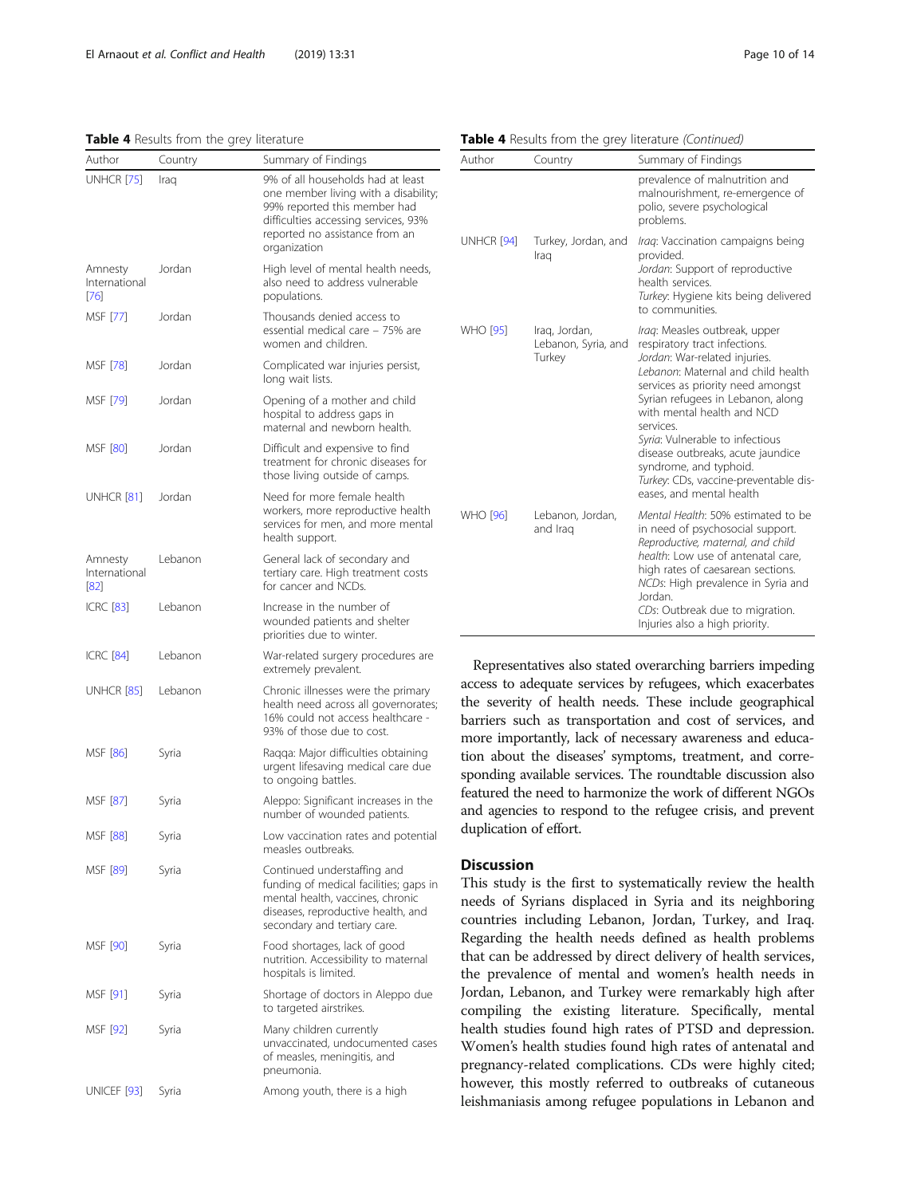**Table 4** Results from the grey literature

| Author | Country | Summary of Findings |
|---|---|---|
| UNHCR [75] | Iraq | 9% of all households had at least one member living with a disability; 99% reported this member had difficulties accessing services, 93% reported no assistance from an organization |
| Amnesty International [76] | Jordan | High level of mental health needs, also need to address vulnerable populations. |
| MSF [77] | Jordan | Thousands denied access to essential medical care – 75% are women and children. |
| MSF [78] | Jordan | Complicated war injuries persist, long wait lists. |
| MSF [79] | Jordan | Opening of a mother and child hospital to address gaps in maternal and newborn health. |
| MSF [80] | Jordan | Difficult and expensive to find treatment for chronic diseases for those living outside of camps. |
| UNHCR [81] | Jordan | Need for more female health workers, more reproductive health services for men, and more mental health support. |
| Amnesty International [82] | Lebanon | General lack of secondary and tertiary care. High treatment costs for cancer and NCDs. |
| ICRC [83] | Lebanon | Increase in the number of wounded patients and shelter priorities due to winter. |
| ICRC [84] | Lebanon | War-related surgery procedures are extremely prevalent. |
| UNHCR [85] | Lebanon | Chronic illnesses were the primary health need across all governorates; 16% could not access healthcare - 93% of those due to cost. |
| MSF [86] | Syria | Raqqa: Major difficulties obtaining urgent lifesaving medical care due to ongoing battles. |
| MSF [87] | Syria | Aleppo: Significant increases in the number of wounded patients. |
| MSF [88] | Syria | Low vaccination rates and potential measles outbreaks. |
| MSF [89] | Syria | Continued understaffing and funding of medical facilities; gaps in mental health, vaccines, chronic diseases, reproductive health, and secondary and tertiary care. |
| MSF [90] | Syria | Food shortages, lack of good nutrition. Accessibility to maternal hospitals is limited. |
| MSF [91] | Syria | Shortage of doctors in Aleppo due to targeted airstrikes. |
| MSF [92] | Syria | Many children currently unvaccinated, undocumented cases of measles, meningitis, and pneumonia. |
| UNICEF [93] | Syria | Among youth, there is a high prevalence of malnutrition and malnourishment, re-emergence of polio, severe psychological problems. |
| UNHCR [94] | Turkey, Jordan, and Iraq | *Iraq*: Vaccination campaigns being provided. *Jordan*: Support of reproductive health services. *Turkey*: Hygiene kits being delivered to communities. |
| WHO [95] | Iraq, Jordan, Lebanon, Syria, and Turkey | *Iraq*: Measles outbreak, upper respiratory tract infections. *Jordan*: War-related injuries. *Lebanon*: Maternal and child health services as priority need amongst Syrian refugees in Lebanon, along with mental health and NCD services. *Syria*: Vulnerable to infectious disease outbreaks, acute jaundice syndrome, and typhoid. *Turkey*: CDs, vaccine-preventable diseases, and mental health |
| WHO [96] | Lebanon, Jordan, and Iraq | *Mental Health*: 50% estimated to be in need of psychosocial support. *Reproductive, maternal, and child health*: Low use of antenatal care, high rates of caesarean sections. *NCDs*: High prevalence in Syria and Jordan. *CDs*: Outbreak due to migration. Injuries also a high priority. |

Representatives also stated overarching barriers impeding access to adequate services by refugees, which exacerbates the severity of health needs. These include geographical barriers such as transportation and cost of services, and more importantly, lack of necessary awareness and education about the diseases' symptoms, treatment, and corresponding available services. The roundtable discussion also featured the need to harmonize the work of different NGOs and agencies to respond to the refugee crisis, and prevent duplication of effort.

## Discussion

This study is the first to systematically review the health needs of Syrians displaced in Syria and its neighboring countries including Lebanon, Jordan, Turkey, and Iraq. Regarding the health needs defined as health problems that can be addressed by direct delivery of health services, the prevalence of mental and women's health needs in Jordan, Lebanon, and Turkey were remarkably high after compiling the existing literature. Specifically, mental health studies found high rates of PTSD and depression. Women's health studies found high rates of antenatal and pregnancy-related complications. CDs were highly cited; however, this mostly referred to outbreaks of cutaneous leishmaniasis among refugee populations in Lebanon and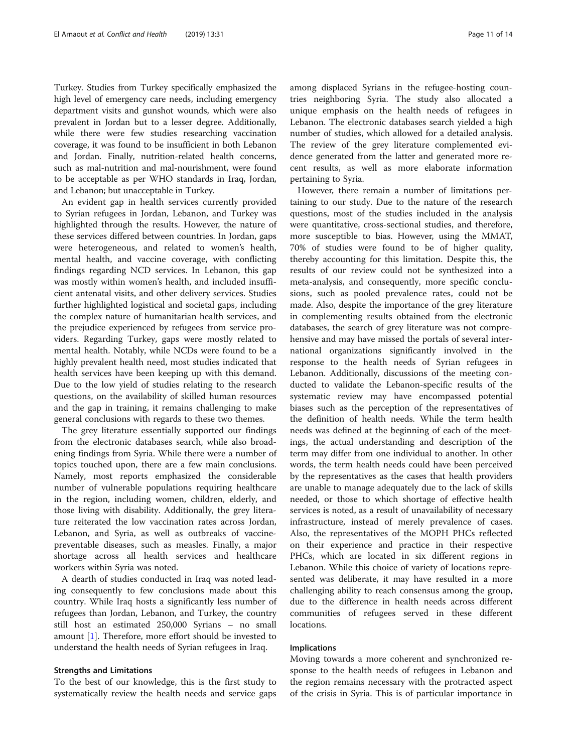Turkey. Studies from Turkey specifically emphasized the high level of emergency care needs, including emergency department visits and gunshot wounds, which were also prevalent in Jordan but to a lesser degree. Additionally, while there were few studies researching vaccination coverage, it was found to be insufficient in both Lebanon and Jordan. Finally, nutrition-related health concerns, such as mal-nutrition and mal-nourishment, were found to be acceptable as per WHO standards in Iraq, Jordan, and Lebanon; but unacceptable in Turkey.

An evident gap in health services currently provided to Syrian refugees in Jordan, Lebanon, and Turkey was highlighted through the results. However, the nature of these services differed between countries. In Jordan, gaps were heterogeneous, and related to women's health, mental health, and vaccine coverage, with conflicting findings regarding NCD services. In Lebanon, this gap was mostly within women's health, and included insufficient antenatal visits, and other delivery services. Studies further highlighted logistical and societal gaps, including the complex nature of humanitarian health services, and the prejudice experienced by refugees from service providers. Regarding Turkey, gaps were mostly related to mental health. Notably, while NCDs were found to be a highly prevalent health need, most studies indicated that health services have been keeping up with this demand. Due to the low yield of studies relating to the research questions, on the availability of skilled human resources and the gap in training, it remains challenging to make general conclusions with regards to these two themes.

The grey literature essentially supported our findings from the electronic databases search, while also broadening findings from Syria. While there were a number of topics touched upon, there are a few main conclusions. Namely, most reports emphasized the considerable number of vulnerable populations requiring healthcare in the region, including women, children, elderly, and those living with disability. Additionally, the grey literature reiterated the low vaccination rates across Jordan, Lebanon, and Syria, as well as outbreaks of vaccine-preventable diseases, such as measles. Finally, a major shortage across all health services and healthcare workers within Syria was noted.

A dearth of studies conducted in Iraq was noted leading consequently to few conclusions made about this country. While Iraq hosts a significantly less number of refugees than Jordan, Lebanon, and Turkey, the country still host an estimated 250,000 Syrians – no small amount [1]. Therefore, more effort should be invested to understand the health needs of Syrian refugees in Iraq.

### Strengths and Limitations

To the best of our knowledge, this is the first study to systematically review the health needs and service gaps among displaced Syrians in the refugee-hosting countries neighboring Syria. The study also allocated a unique emphasis on the health needs of refugees in Lebanon. The electronic databases search yielded a high number of studies, which allowed for a detailed analysis. The review of the grey literature complemented evidence generated from the latter and generated more recent results, as well as more elaborate information pertaining to Syria.

However, there remain a number of limitations pertaining to our study. Due to the nature of the research questions, most of the studies included in the analysis were quantitative, cross-sectional studies, and therefore, more susceptible to bias. However, using the MMAT, 70% of studies were found to be of higher quality, thereby accounting for this limitation. Despite this, the results of our review could not be synthesized into a meta-analysis, and consequently, more specific conclusions, such as pooled prevalence rates, could not be made. Also, despite the importance of the grey literature in complementing results obtained from the electronic databases, the search of grey literature was not comprehensive and may have missed the portals of several international organizations significantly involved in the response to the health needs of Syrian refugees in Lebanon. Additionally, discussions of the meeting conducted to validate the Lebanon-specific results of the systematic review may have encompassed potential biases such as the perception of the representatives of the definition of health needs. While the term health needs was defined at the beginning of each of the meetings, the actual understanding and description of the term may differ from one individual to another. In other words, the term health needs could have been perceived by the representatives as the cases that health providers are unable to manage adequately due to the lack of skills needed, or those to which shortage of effective health services is noted, as a result of unavailability of necessary infrastructure, instead of merely prevalence of cases. Also, the representatives of the MOPH PHCs reflected on their experience and practice in their respective PHCs, which are located in six different regions in Lebanon. While this choice of variety of locations represented was deliberate, it may have resulted in a more challenging ability to reach consensus among the group, due to the difference in health needs across different communities of refugees served in these different locations.

### Implications

Moving towards a more coherent and synchronized response to the health needs of refugees in Lebanon and the region remains necessary with the protracted aspect of the crisis in Syria. This is of particular importance in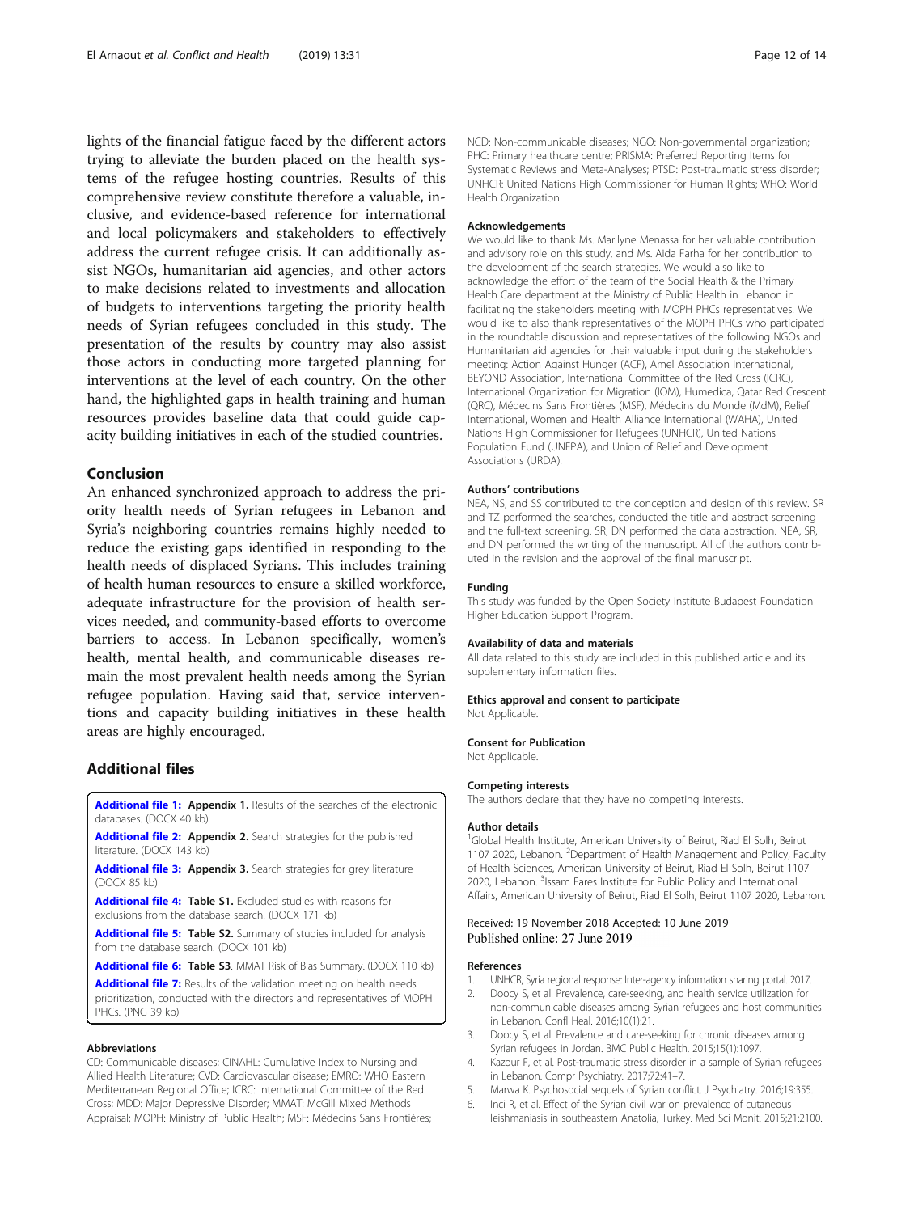lights of the financial fatigue faced by the different actors trying to alleviate the burden placed on the health systems of the refugee hosting countries. Results of this comprehensive review constitute therefore a valuable, inclusive, and evidence-based reference for international and local policymakers and stakeholders to effectively address the current refugee crisis. It can additionally assist NGOs, humanitarian aid agencies, and other actors to make decisions related to investments and allocation of budgets to interventions targeting the priority health needs of Syrian refugees concluded in this study. The presentation of the results by country may also assist those actors in conducting more targeted planning for interventions at the level of each country. On the other hand, the highlighted gaps in health training and human resources provides baseline data that could guide capacity building initiatives in each of the studied countries.

## Conclusion

An enhanced synchronized approach to address the priority health needs of Syrian refugees in Lebanon and Syria's neighboring countries remains highly needed to reduce the existing gaps identified in responding to the health needs of displaced Syrians. This includes training of health human resources to ensure a skilled workforce, adequate infrastructure for the provision of health services needed, and community-based efforts to overcome barriers to access. In Lebanon specifically, women's health, mental health, and communicable diseases remain the most prevalent health needs among the Syrian refugee population. Having said that, service interventions and capacity building initiatives in these health areas are highly encouraged.

## Additional files

**Additional file 1: Appendix 1.** Results of the searches of the electronic databases. (DOCX 40 kb)

**Additional file 2: Appendix 2.** Search strategies for the published literature. (DOCX 143 kb)

**Additional file 3: Appendix 3.** Search strategies for grey literature (DOCX 85 kb)

**Additional file 4: Table S1.** Excluded studies with reasons for exclusions from the database search. (DOCX 171 kb)

**Additional file 5: Table S2.** Summary of studies included for analysis from the database search. (DOCX 101 kb)

**Additional file 6: Table S3**. MMAT Risk of Bias Summary. (DOCX 110 kb)

**Additional file 7:** Results of the validation meeting on health needs prioritization, conducted with the directors and representatives of MOPH PHCs. (PNG 39 kb)

### Abbreviations

CD: Communicable diseases; CINAHL: Cumulative Index to Nursing and Allied Health Literature; CVD: Cardiovascular disease; EMRO: WHO Eastern Mediterranean Regional Office; ICRC: International Committee of the Red Cross; MDD: Major Depressive Disorder; MMAT: McGill Mixed Methods Appraisal; MOPH: Ministry of Public Health; MSF: Médecins Sans Frontières; NCD: Non-communicable diseases; NGO: Non-governmental organization; PHC: Primary healthcare centre; PRISMA: Preferred Reporting Items for Systematic Reviews and Meta-Analyses; PTSD: Post-traumatic stress disorder; UNHCR: United Nations High Commissioner for Human Rights; WHO: World Health Organization

### Acknowledgements

We would like to thank Ms. Marilyne Menassa for her valuable contribution and advisory role on this study, and Ms. Aida Farha for her contribution to the development of the search strategies. We would also like to acknowledge the effort of the team of the Social Health & the Primary Health Care department at the Ministry of Public Health in Lebanon in facilitating the stakeholders meeting with MOPH PHCs representatives. We would like to also thank representatives of the MOPH PHCs who participated in the roundtable discussion and representatives of the following NGOs and Humanitarian aid agencies for their valuable input during the stakeholders meeting: Action Against Hunger (ACF), Amel Association International, BEYOND Association, International Committee of the Red Cross (ICRC), International Organization for Migration (IOM), Humedica, Qatar Red Crescent (QRC), Médecins Sans Frontières (MSF), Médecins du Monde (MdM), Relief International, Women and Health Alliance International (WAHA), United Nations High Commissioner for Refugees (UNHCR), United Nations Population Fund (UNFPA), and Union of Relief and Development Associations (URDA).

### Authors' contributions

NEA, NS, and SS contributed to the conception and design of this review. SR and TZ performed the searches, conducted the title and abstract screening and the full-text screening. SR, DN performed the data abstraction. NEA, SR, and DN performed the writing of the manuscript. All of the authors contributed in the revision and the approval of the final manuscript.

### Funding

This study was funded by the Open Society Institute Budapest Foundation – Higher Education Support Program.

### Availability of data and materials

All data related to this study are included in this published article and its supplementary information files.

### Ethics approval and consent to participate

Not Applicable.

### Consent for Publication

Not Applicable.

### Competing interests

The authors declare that they have no competing interests.

### Author details

[1]Global Health Institute, American University of Beirut, Riad El Solh, Beirut 1107 2020, Lebanon. [2]Department of Health Management and Policy, Faculty of Health Sciences, American University of Beirut, Riad El Solh, Beirut 1107 2020, Lebanon. [3]Issam Fares Institute for Public Policy and International Affairs, American University of Beirut, Riad El Solh, Beirut 1107 2020, Lebanon.

Received: 19 November 2018 Accepted: 10 June 2019
Published online: 27 June 2019

### References

1. UNHCR, Syria regional response: Inter-agency information sharing portal. 2017.
2. Doocy S, et al. Prevalence, care-seeking, and health service utilization for non-communicable diseases among Syrian refugees and host communities in Lebanon. Confl Heal. 2016;10(1):21.
3. Doocy S, et al. Prevalence and care-seeking for chronic diseases among Syrian refugees in Jordan. BMC Public Health. 2015;15(1):1097.
4. Kazour F, et al. Post-traumatic stress disorder in a sample of Syrian refugees in Lebanon. Compr Psychiatry. 2017;72:41–7.
5. Marwa K. Psychosocial sequels of Syrian conflict. J Psychiatry. 2016;19:355.
6. Inci R, et al. Effect of the Syrian civil war on prevalence of cutaneous leishmaniasis in southeastern Anatolia, Turkey. Med Sci Monit. 2015;21:2100.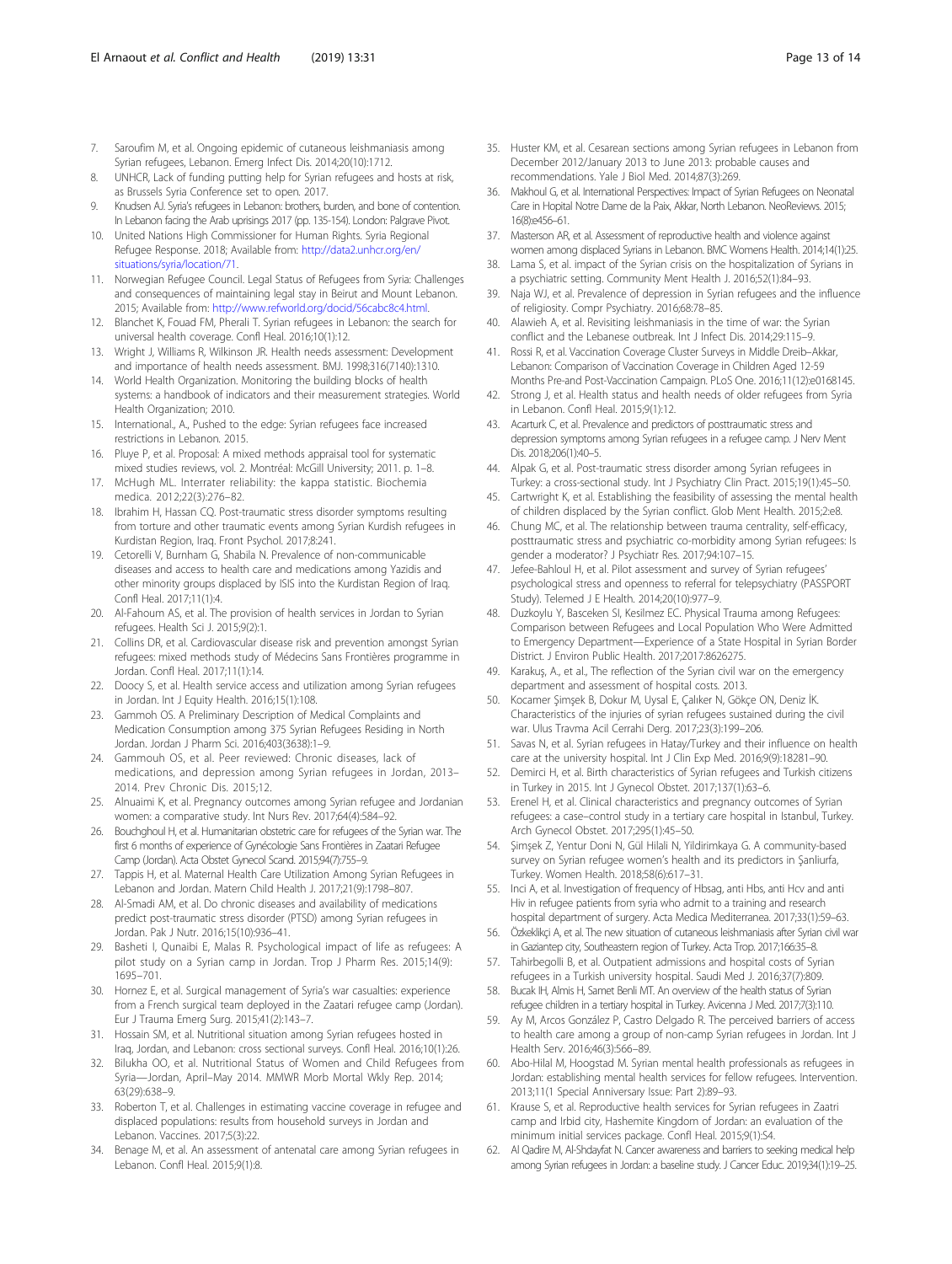7. Saroufim M, et al. Ongoing epidemic of cutaneous leishmaniasis among Syrian refugees, Lebanon. Emerg Infect Dis. 2014;20(10):1712.
8. UNHCR, Lack of funding putting help for Syrian refugees and hosts at risk, as Brussels Syria Conference set to open. 2017.
9. Knudsen AJ. Syria's refugees in Lebanon: brothers, burden, and bone of contention. In Lebanon facing the Arab uprisings 2017 (pp. 135-154). London: Palgrave Pivot.
10. United Nations High Commissioner for Human Rights. Syria Regional Refugee Response. 2018; Available from: http://data2.unhcr.org/en/situations/syria/location/71.
11. Norwegian Refugee Council. Legal Status of Refugees from Syria: Challenges and consequences of maintaining legal stay in Beirut and Mount Lebanon. 2015; Available from: http://www.refworld.org/docid/56cabc8c4.html.
12. Blanchet K, Fouad FM, Pherali T. Syrian refugees in Lebanon: the search for universal health coverage. Confl Heal. 2016;10(1):12.
13. Wright J, Williams R, Wilkinson JR. Health needs assessment: Development and importance of health needs assessment. BMJ. 1998;316(7140):1310.
14. World Health Organization. Monitoring the building blocks of health systems: a handbook of indicators and their measurement strategies. World Health Organization; 2010.
15. International., A., Pushed to the edge: Syrian refugees face increased restrictions in Lebanon. 2015.
16. Pluye P, et al. Proposal: A mixed methods appraisal tool for systematic mixed studies reviews, vol. 2. Montréal: McGill University; 2011. p. 1–8.
17. McHugh ML. Interrater reliability: the kappa statistic. Biochemia medica. 2012;22(3):276–82.
18. Ibrahim H, Hassan CQ. Post-traumatic stress disorder symptoms resulting from torture and other traumatic events among Syrian Kurdish refugees in Kurdistan Region, Iraq. Front Psychol. 2017;8:241.
19. Cetorelli V, Burnham G, Shabila N. Prevalence of non-communicable diseases and access to health care and medications among Yazidis and other minority groups displaced by ISIS into the Kurdistan Region of Iraq. Confl Heal. 2017;11(1):4.
20. Al-Fahoum AS, et al. The provision of health services in Jordan to Syrian refugees. Health Sci J. 2015;9(2):1.
21. Collins DR, et al. Cardiovascular disease risk and prevention amongst Syrian refugees: mixed methods study of Médecins Sans Frontières programme in Jordan. Confl Heal. 2017;11(1):14.
22. Doocy S, et al. Health service access and utilization among Syrian refugees in Jordan. Int J Equity Health. 2016;15(1):108.
23. Gammoh OS. A Preliminary Description of Medical Complaints and Medication Consumption among 375 Syrian Refugees Residing in North Jordan. Jordan J Pharm Sci. 2016;403(3638):1–9.
24. Gammouh OS, et al. Peer reviewed: Chronic diseases, lack of medications, and depression among Syrian refugees in Jordan, 2013–2014. Prev Chronic Dis. 2015;12.
25. Alnuaimi K, et al. Pregnancy outcomes among Syrian refugee and Jordanian women: a comparative study. Int Nurs Rev. 2017;64(4):584–92.
26. Bouchghoul H, et al. Humanitarian obstetric care for refugees of the Syrian war. The first 6 months of experience of Gynécologie Sans Frontières in Zaatari Refugee Camp (Jordan). Acta Obstet Gynecol Scand. 2015;94(7):755–9.
27. Tappis H, et al. Maternal Health Care Utilization Among Syrian Refugees in Lebanon and Jordan. Matern Child Health J. 2017;21(9):1798–807.
28. Al-Smadi AM, et al. Do chronic diseases and availability of medications predict post-traumatic stress disorder (PTSD) among Syrian refugees in Jordan. Pak J Nutr. 2016;15(10):936–41.
29. Basheti I, Qunaibi E, Malas R. Psychological impact of life as refugees: A pilot study on a Syrian camp in Jordan. Trop J Pharm Res. 2015;14(9):1695–701.
30. Hornez E, et al. Surgical management of Syria's war casualties: experience from a French surgical team deployed in the Zaatari refugee camp (Jordan). Eur J Trauma Emerg Surg. 2015;41(2):143–7.
31. Hossain SM, et al. Nutritional situation among Syrian refugees hosted in Iraq, Jordan, and Lebanon: cross sectional surveys. Confl Heal. 2016;10(1):26.
32. Bilukha OO, et al. Nutritional Status of Women and Child Refugees from Syria—Jordan, April–May 2014. MMWR Morb Mortal Wkly Rep. 2014;63(29):638–9.
33. Roberton T, et al. Challenges in estimating vaccine coverage in refugee and displaced populations: results from household surveys in Jordan and Lebanon. Vaccines. 2017;5(3):22.
34. Benage M, et al. An assessment of antenatal care among Syrian refugees in Lebanon. Confl Heal. 2015;9(1):8.
35. Huster KM, et al. Cesarean sections among Syrian refugees in Lebanon from December 2012/January 2013 to June 2013: probable causes and recommendations. Yale J Biol Med. 2014;87(3):269.
36. Makhoul G, et al. International Perspectives: Impact of Syrian Refugees on Neonatal Care in Hopital Notre Dame de la Paix, Akkar, North Lebanon. NeoReviews. 2015;16(8):e456–61.
37. Masterson AR, et al. Assessment of reproductive health and violence against women among displaced Syrians in Lebanon. BMC Womens Health. 2014;14(1):25.
38. Lama S, et al. impact of the Syrian crisis on the hospitalization of Syrians in a psychiatric setting. Community Ment Health J. 2016;52(1):84–93.
39. Naja WJ, et al. Prevalence of depression in Syrian refugees and the influence of religiosity. Compr Psychiatry. 2016;68:78–85.
40. Alawieh A, et al. Revisiting leishmaniasis in the time of war: the Syrian conflict and the Lebanese outbreak. Int J Infect Dis. 2014;29:115–9.
41. Rossi R, et al. Vaccination Coverage Cluster Surveys in Middle Dreib–Akkar, Lebanon: Comparison of Vaccination Coverage in Children Aged 12-59 Months Pre-and Post-Vaccination Campaign. PLoS One. 2016;11(12):e0168145.
42. Strong J, et al. Health status and health needs of older refugees from Syria in Lebanon. Confl Heal. 2015;9(1):12.
43. Acarturk C, et al. Prevalence and predictors of posttraumatic stress and depression symptoms among Syrian refugees in a refugee camp. J Nerv Ment Dis. 2018;206(1):40–5.
44. Alpak G, et al. Post-traumatic stress disorder among Syrian refugees in Turkey: a cross-sectional study. Int J Psychiatry Clin Pract. 2015;19(1):45–50.
45. Cartwright K, et al. Establishing the feasibility of assessing the mental health of children displaced by the Syrian conflict. Glob Ment Health. 2015;2:e8.
46. Chung MC, et al. The relationship between trauma centrality, self-efficacy, posttraumatic stress and psychiatric co-morbidity among Syrian refugees: Is gender a moderator? J Psychiatr Res. 2017;94:107–15.
47. Jefee-Bahloul H, et al. Pilot assessment and survey of Syrian refugees' psychological stress and openness to referral for telepsychiatry (PASSPORT Study). Telemed J E Health. 2014;20(10):977–9.
48. Duzkoylu Y, Basceken SI, Kesilmez EC. Physical Trauma among Refugees: Comparison between Refugees and Local Population Who Were Admitted to Emergency Department—Experience of a State Hospital in Syrian Border District. J Environ Public Health. 2017;2017:8626275.
49. Karakuş, A., et al., The reflection of the Syrian civil war on the emergency department and assessment of hospital costs. 2013.
50. Kocamer Şimşek B, Dokur M, Uysal E, Çalıker N, Gökçe ON, Deniz İK. Characteristics of the injuries of syrian refugees sustained during the civil war. Ulus Travma Acil Cerrahi Derg. 2017;23(3):199–206.
51. Savas N, et al. Syrian refugees in Hatay/Turkey and their influence on health care at the university hospital. Int J Clin Exp Med. 2016;9(9):18281–90.
52. Demirci H, et al. Birth characteristics of Syrian refugees and Turkish citizens in Turkey in 2015. Int J Gynecol Obstet. 2017;137(1):63–6.
53. Erenel H, et al. Clinical characteristics and pregnancy outcomes of Syrian refugees: a case–control study in a tertiary care hospital in Istanbul, Turkey. Arch Gynecol Obstet. 2017;295(1):45–50.
54. Şimşek Z, Yentur Doni N, Gül Hilali N, Yildirimkaya G. A community-based survey on Syrian refugee women's health and its predictors in Şanliurfa, Turkey. Women Health. 2018;58(6):617–31.
55. Inci A, et al. Investigation of frequency of Hbsag, anti Hbs, anti Hcv and anti Hiv in refugee patients from syria who admit to a training and research hospital department of surgery. Acta Medica Mediterranea. 2017;33(1):59–63.
56. Özkeklikçi A, et al. The new situation of cutaneous leishmaniasis after Syrian civil war in Gaziantep city, Southeastern region of Turkey. Acta Trop. 2017;166:35–8.
57. Tahirbegolli B, et al. Outpatient admissions and hospital costs of Syrian refugees in a Turkish university hospital. Saudi Med J. 2016;37(7):809.
58. Bucak IH, Almis H, Samet Benli MT. An overview of the health status of Syrian refugee children in a tertiary hospital in Turkey. Avicenna J Med. 2017;7(3):110.
59. Ay M, Arcos González P, Castro Delgado R. The perceived barriers of access to health care among a group of non-camp Syrian refugees in Jordan. Int J Health Serv. 2016;46(3):566–89.
60. Abo-Hilal M, Hoogstad M. Syrian mental health professionals as refugees in Jordan: establishing mental health services for fellow refugees. Intervention. 2013;11(1 Special Anniversary Issue: Part 2):89–93.
61. Krause S, et al. Reproductive health services for Syrian refugees in Zaatri camp and Irbid city, Hashemite Kingdom of Jordan: an evaluation of the minimum initial services package. Confl Heal. 2015;9(1):S4.
62. Al Qadire M, Al-Shdayfat N. Cancer awareness and barriers to seeking medical help among Syrian refugees in Jordan: a baseline study. J Cancer Educ. 2019;34(1):19–25.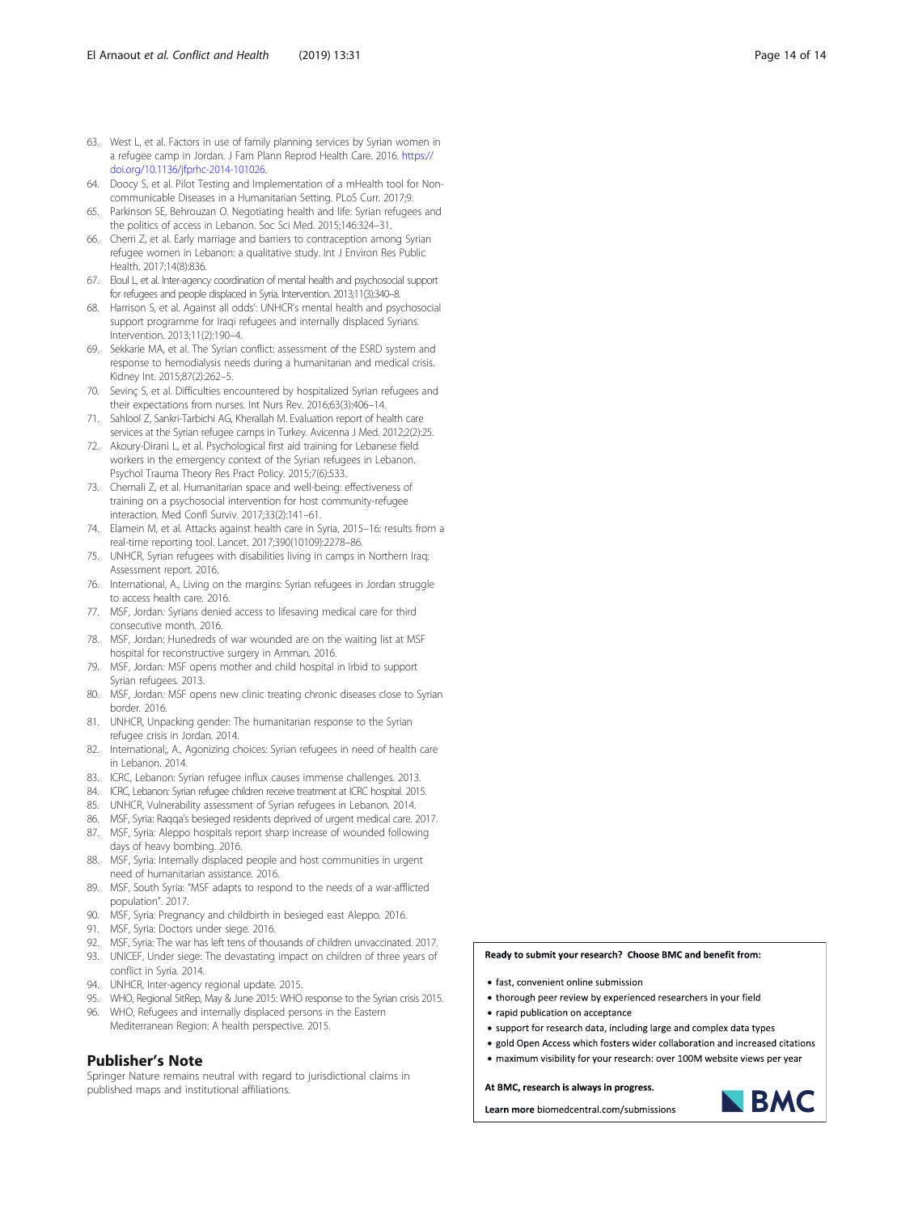63. West L, et al. Factors in use of family planning services by Syrian women in a refugee camp in Jordan. J Fam Plann Reprod Health Care. 2016. https://doi.org/10.1136/jfprhc-2014-101026.
64. Doocy S, et al. Pilot Testing and Implementation of a mHealth tool for Non-communicable Diseases in a Humanitarian Setting. PLoS Curr. 2017;9.
65. Parkinson SE, Behrouzan O. Negotiating health and life: Syrian refugees and the politics of access in Lebanon. Soc Sci Med. 2015;146:324–31.
66. Cherri Z, et al. Early marriage and barriers to contraception among Syrian refugee women in Lebanon: a qualitative study. Int J Environ Res Public Health. 2017;14(8):836.
67. Eloul L, et al. Inter-agency coordination of mental health and psychosocial support for refugees and people displaced in Syria. Intervention. 2013;11(3):340–8.
68. Harrison S, et al. Against all odds': UNHCR's mental health and psychosocial support programme for Iraqi refugees and internally displaced Syrians. Intervention. 2013;11(2):190–4.
69. Sekkarie MA, et al. The Syrian conflict: assessment of the ESRD system and response to hemodialysis needs during a humanitarian and medical crisis. Kidney Int. 2015;87(2):262–5.
70. Sevinç S, et al. Difficulties encountered by hospitalized Syrian refugees and their expectations from nurses. Int Nurs Rev. 2016;63(3):406–14.
71. Sahlool Z, Sankri-Tarbichi AG, Kherallah M. Evaluation report of health care services at the Syrian refugee camps in Turkey. Avicenna J Med. 2012;2(2):25.
72. Akoury-Dirani L, et al. Psychological first aid training for Lebanese field workers in the emergency context of the Syrian refugees in Lebanon. Psychol Trauma Theory Res Pract Policy. 2015;7(6):533.
73. Chemali Z, et al. Humanitarian space and well-being: effectiveness of training on a psychosocial intervention for host community-refugee interaction. Med Confl Surviv. 2017;33(2):141–61.
74. Elamein M, et al. Attacks against health care in Syria, 2015–16: results from a real-time reporting tool. Lancet. 2017;390(10109):2278–86.
75. UNHCR, Syrian refugees with disabilities living in camps in Northern Iraq: Assessment report. 2016.
76. International, A., Living on the margins: Syrian refugees in Jordan struggle to access health care. 2016.
77. MSF, Jordan: Syrians denied access to lifesaving medical care for third consecutive month. 2016.
78. MSF, Jordan: Hunedreds of war wounded are on the waiting list at MSF hospital for reconstructive surgery in Amman. 2016.
79. MSF, Jordan: MSF opens mother and child hospital in Irbid to support Syrian refugees. 2013.
80. MSF, Jordan: MSF opens new clinic treating chronic diseases close to Syrian border. 2016.
81. UNHCR, Unpacking gender: The humanitarian response to the Syrian refugee crisis in Jordan. 2014.
82. International;, A., Agonizing choices: Syrian refugees in need of health care in Lebanon. 2014.
83. ICRC, Lebanon: Syrian refugee influx causes immense challenges. 2013.
84. ICRC, Lebanon: Syrian refugee children receive treatment at ICRC hospital. 2015.
85. UNHCR, Vulnerability assessment of Syrian refugees in Lebanon. 2014.
86. MSF, Syria: Raqqa's besieged residents deprived of urgent medical care. 2017.
87. MSF, Syria: Aleppo hospitals report sharp increase of wounded following days of heavy bombing. 2016.
88. MSF, Syria: Internally displaced people and host communities in urgent need of humanitarian assistance. 2016.
89. MSF, South Syria: "MSF adapts to respond to the needs of a war-afflicted population". 2017.
90. MSF, Syria: Pregnancy and childbirth in besieged east Aleppo. 2016.
91. MSF, Syria: Doctors under siege. 2016.
92. MSF, Syria: The war has left tens of thousands of children unvaccinated. 2017.
93. UNICEF, Under siege: The devastating impact on children of three years of conflict in Syria. 2014.
94. UNHCR, Inter-agency regional update. 2015.
95. WHO, Regional SitRep, May & June 2015: WHO response to the Syrian crisis 2015.
96. WHO, Refugees and internally displaced persons in the Eastern Mediterranean Region: A health perspective. 2015.

## Publisher's Note

Springer Nature remains neutral with regard to jurisdictional claims in published maps and institutional affiliations.

**Ready to submit your research? Choose BMC and benefit from:**

- fast, convenient online submission
- thorough peer review by experienced researchers in your field
- rapid publication on acceptance
- support for research data, including large and complex data types
- gold Open Access which fosters wider collaboration and increased citations
- maximum visibility for your research: over 100M website views per year

**At BMC, research is always in progress.**

**Learn more** biomedcentral.com/submissions

BMC